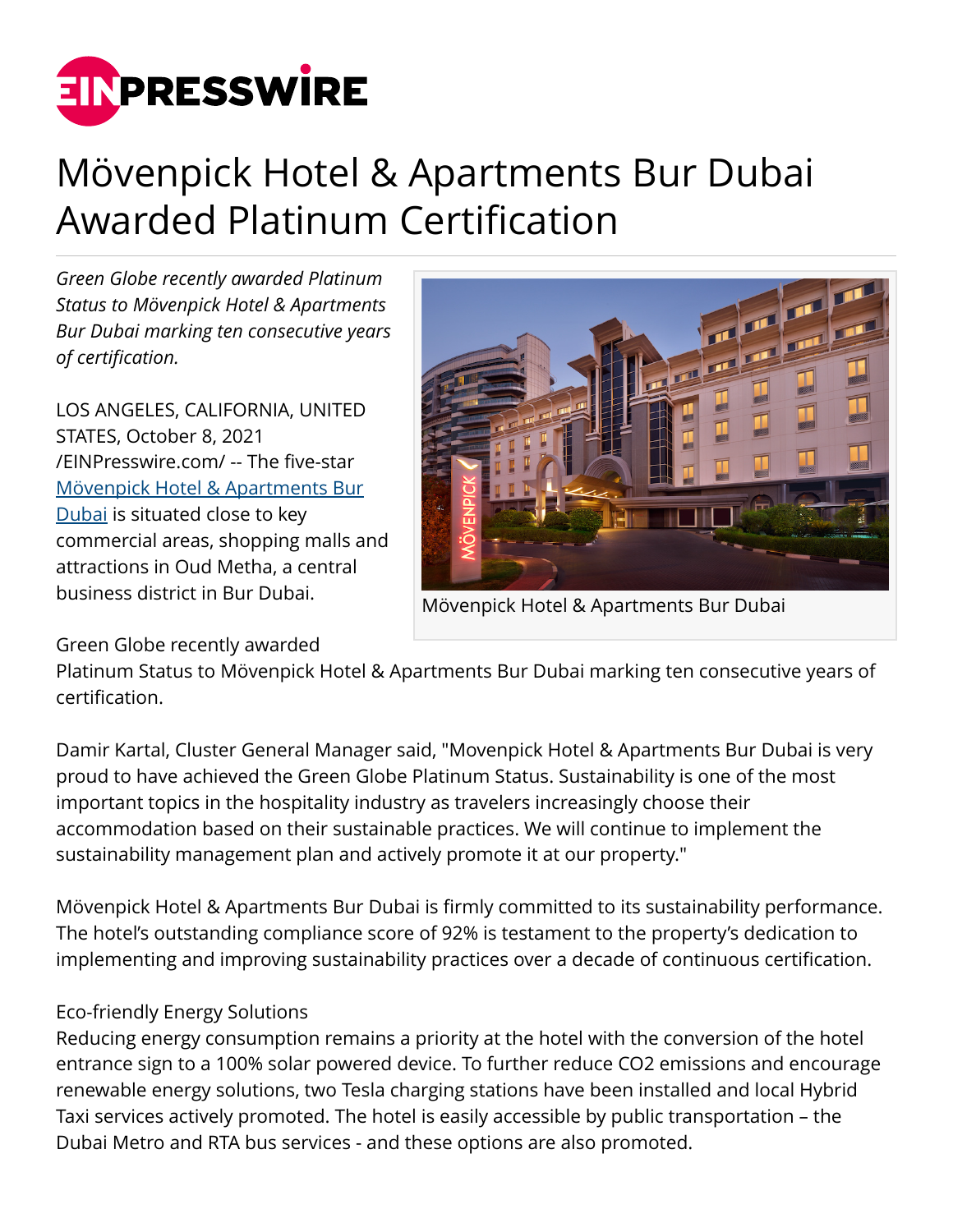# Mövenpick Hotel & Apartments Bur Dubai Awarded Platinum Certification

*Green Globe recently awarded Platinum Status to Mövenpick Hotel & Apartments Bur Dubai marking ten consecutive years of certification.*

LOS ANGELES, CALIFORNIA, UNITED STATES, October 8, 2021 /EINPresswire.com/ -- The five-star [Mövenpick Hotel & Apartments Bur Dubai](#) is situated close to key commercial areas, shopping malls and attractions in Oud Metha, a central business district in Bur Dubai.

Mövenpick Hotel & Apartments Bur Dubai

Green Globe recently awarded Platinum Status to Mövenpick Hotel & Apartments Bur Dubai marking ten consecutive years of certification.

Damir Kartal, Cluster General Manager said, "Movenpick Hotel & Apartments Bur Dubai is very proud to have achieved the Green Globe Platinum Status. Sustainability is one of the most important topics in the hospitality industry as travelers increasingly choose their accommodation based on their sustainable practices. We will continue to implement the sustainability management plan and actively promote it at our property."

Mövenpick Hotel & Apartments Bur Dubai is firmly committed to its sustainability performance. The hotel's outstanding compliance score of 92% is testament to the property's dedication to implementing and improving sustainability practices over a decade of continuous certification.

Eco-friendly Energy Solutions
Reducing energy consumption remains a priority at the hotel with the conversion of the hotel entrance sign to a 100% solar powered device. To further reduce $CO_2$ emissions and encourage renewable energy solutions, two Tesla charging stations have been installed and local Hybrid Taxi services actively promoted. The hotel is easily accessible by public transportation – the Dubai Metro and RTA bus services - and these options are also promoted.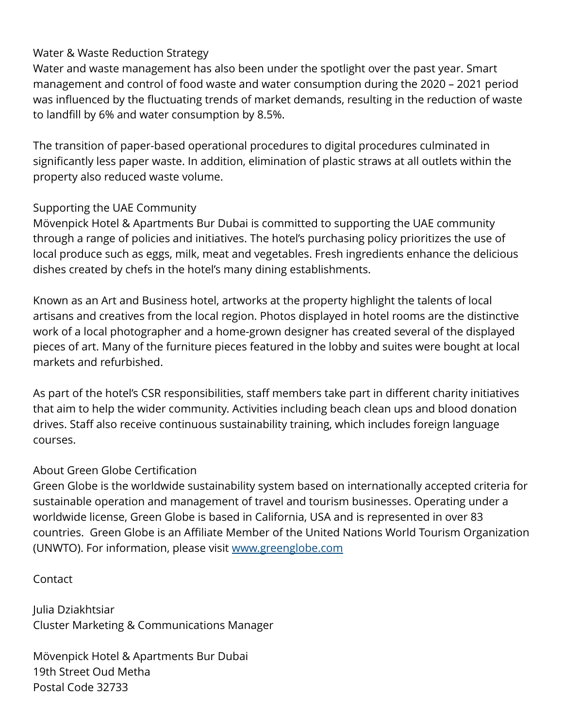## Water & Waste Reduction Strategy

Water and waste management has also been under the spotlight over the past year. Smart management and control of food waste and water consumption during the 2020 – 2021 period was influenced by the fluctuating trends of market demands, resulting in the reduction of waste to landfill by 6% and water consumption by 8.5%.

The transition of paper-based operational procedures to digital procedures culminated in significantly less paper waste. In addition, elimination of plastic straws at all outlets within the property also reduced waste volume.

## Supporting the UAE Community

Mövenpick Hotel & Apartments Bur Dubai is committed to supporting the UAE community through a range of policies and initiatives. The hotel's purchasing policy prioritizes the use of local produce such as eggs, milk, meat and vegetables. Fresh ingredients enhance the delicious dishes created by chefs in the hotel's many dining establishments.

Known as an Art and Business hotel, artworks at the property highlight the talents of local artisans and creatives from the local region. Photos displayed in hotel rooms are the distinctive work of a local photographer and a home-grown designer has created several of the displayed pieces of art. Many of the furniture pieces featured in the lobby and suites were bought at local markets and refurbished.

As part of the hotel's CSR responsibilities, staff members take part in different charity initiatives that aim to help the wider community. Activities including beach clean ups and blood donation drives. Staff also receive continuous sustainability training, which includes foreign language courses.

## About Green Globe Certification

Green Globe is the worldwide sustainability system based on internationally accepted criteria for sustainable operation and management of travel and tourism businesses. Operating under a worldwide license, Green Globe is based in California, USA and is represented in over 83 countries. Green Globe is an Affiliate Member of the United Nations World Tourism Organization (UNWTO). For information, please visit [www.greenglobe.com](http://www.greenglobe.com)

## Contact

Julia Dziakhtsiar
Cluster Marketing & Communications Manager

Mövenpick Hotel & Apartments Bur Dubai
19th Street Oud Metha
Postal Code 32733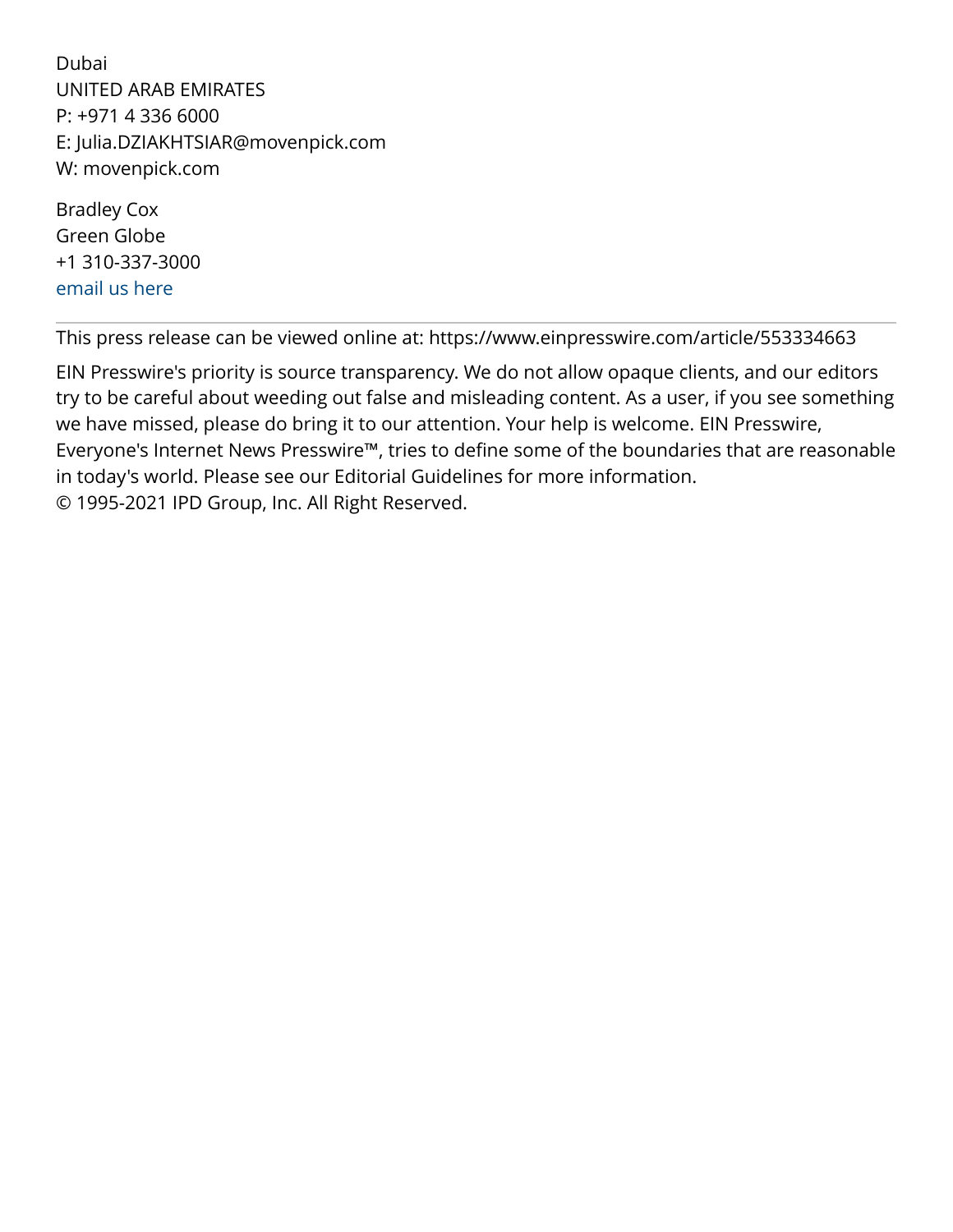Dubai
UNITED ARAB EMIRATES
P: +971 4 336 6000
E: Julia.DZIAKHTSIAR@movenpick.com
W: movenpick.com

Bradley Cox
Green Globe
+1 310-337-3000
email us here

---

This press release can be viewed online at: https://www.einpresswire.com/article/553334663

EIN Presswire's priority is source transparency. We do not allow opaque clients, and our editors try to be careful about weeding out false and misleading content. As a user, if you see something we have missed, please do bring it to our attention. Your help is welcome. EIN Presswire, Everyone's Internet News Presswire™, tries to define some of the boundaries that are reasonable in today's world. Please see our Editorial Guidelines for more information.
© 1995-2021 IPD Group, Inc. All Right Reserved.